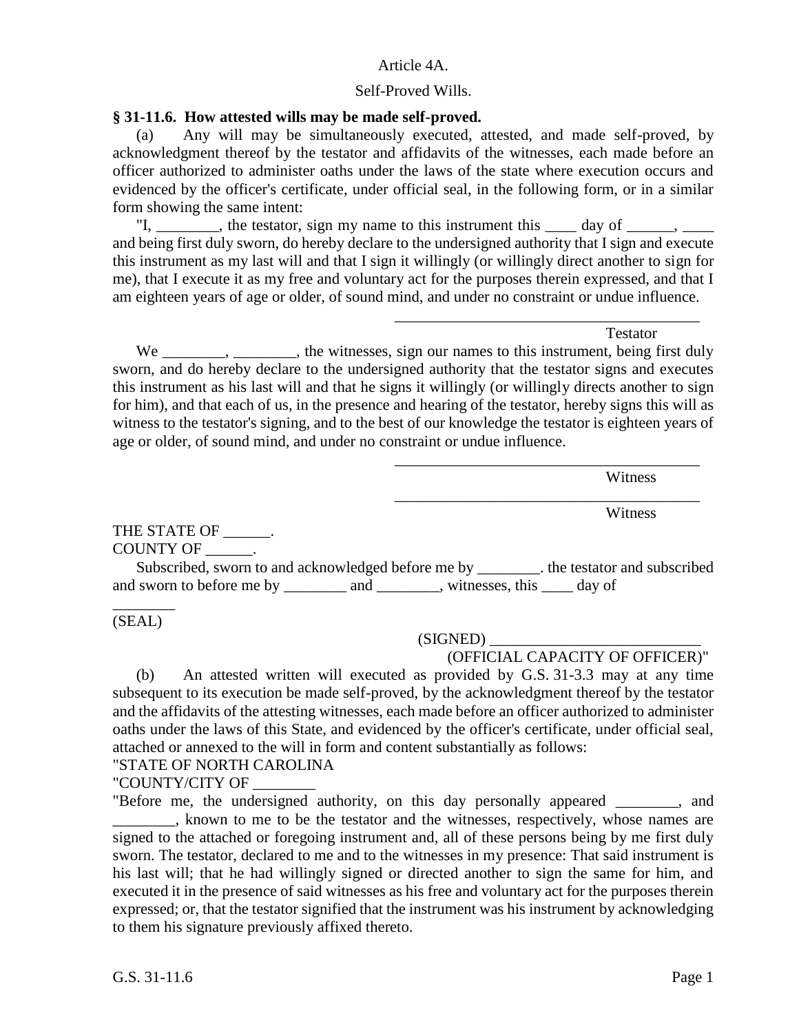Article 4A.

Self-Proved Wills.

**§ 31-11.6. How attested wills may be made self-proved.**

(a) Any will may be simultaneously executed, attested, and made self-proved, by acknowledgment thereof by the testator and affidavits of the witnesses, each made before an officer authorized to administer oaths under the laws of the state where execution occurs and evidenced by the officer's certificate, under official seal, in the following form, or in a similar form showing the same intent:

"I, ________, the testator, sign my name to this instrument this ____ day of ______, ____ and being first duly sworn, do hereby declare to the undersigned authority that I sign and execute this instrument as my last will and that I sign it willingly (or willingly direct another to sign for me), that I execute it as my free and voluntary act for the purposes therein expressed, and that I am eighteen years of age or older, of sound mind, and under no constraint or undue influence.

________________________________________
Testator

We ________, ________, the witnesses, sign our names to this instrument, being first duly sworn, and do hereby declare to the undersigned authority that the testator signs and executes this instrument as his last will and that he signs it willingly (or willingly directs another to sign for him), and that each of us, in the presence and hearing of the testator, hereby signs this will as witness to the testator's signing, and to the best of our knowledge the testator is eighteen years of age or older, of sound mind, and under no constraint or undue influence.

________________________________________
Witness

________________________________________
Witness

THE STATE OF ______.
COUNTY OF ______.

Subscribed, sworn to and acknowledged before me by ________. the testator and subscribed and sworn to before me by ________ and ________, witnesses, this ____ day of ________

(SEAL)

(SIGNED) ___________________________
(OFFICIAL CAPACITY OF OFFICER)"

(b) An attested written will executed as provided by G.S. 31-3.3 may at any time subsequent to its execution be made self-proved, by the acknowledgment thereof by the testator and the affidavits of the attesting witnesses, each made before an officer authorized to administer oaths under the laws of this State, and evidenced by the officer's certificate, under official seal, attached or annexed to the will in form and content substantially as follows:

"STATE OF NORTH CAROLINA
"COUNTY/CITY OF ________

"Before me, the undersigned authority, on this day personally appeared ________, and ________, known to me to be the testator and the witnesses, respectively, whose names are signed to the attached or foregoing instrument and, all of these persons being by me first duly sworn. The testator, declared to me and to the witnesses in my presence: That said instrument is his last will; that he had willingly signed or directed another to sign the same for him, and executed it in the presence of said witnesses as his free and voluntary act for the purposes therein expressed; or, that the testator signified that the instrument was his instrument by acknowledging to them his signature previously affixed thereto.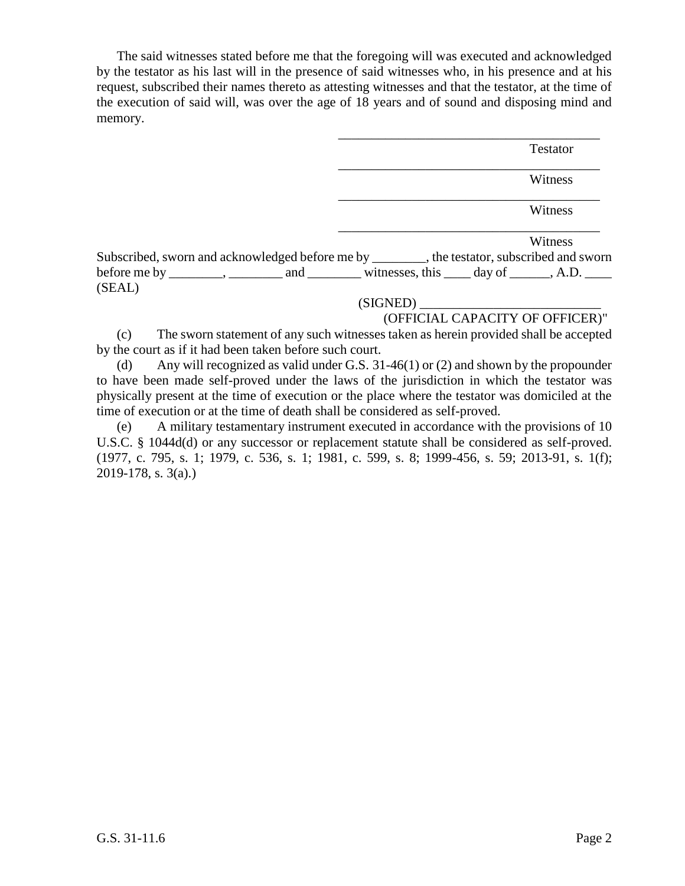The said witnesses stated before me that the foregoing will was executed and acknowledged by the testator as his last will in the presence of said witnesses who, in his presence and at his request, subscribed their names thereto as attesting witnesses and that the testator, at the time of the execution of said will, was over the age of 18 years and of sound and disposing mind and memory.

\_\_\_\_\_\_\_\_\_\_\_\_\_\_\_\_\_\_\_\_\_\_\_\_\_\_\_\_\_\_\_\_\_\_\_\_\_\_\_
Testator

\_\_\_\_\_\_\_\_\_\_\_\_\_\_\_\_\_\_\_\_\_\_\_\_\_\_\_\_\_\_\_\_\_\_\_\_\_\_\_
Witness

\_\_\_\_\_\_\_\_\_\_\_\_\_\_\_\_\_\_\_\_\_\_\_\_\_\_\_\_\_\_\_\_\_\_\_\_\_\_\_
Witness

\_\_\_\_\_\_\_\_\_\_\_\_\_\_\_\_\_\_\_\_\_\_\_\_\_\_\_\_\_\_\_\_\_\_\_\_\_\_\_
Witness

Subscribed, sworn and acknowledged before me by \_\_\_\_\_\_\_\_, the testator, subscribed and sworn before me by \_\_\_\_\_\_\_\_, \_\_\_\_\_\_\_\_ and \_\_\_\_\_\_\_\_ witnesses, this \_\_\_\_ day of \_\_\_\_\_\_, A.D. \_\_\_\_
(SEAL)

(SIGNED) \_\_\_\_\_\_\_\_\_\_\_\_\_\_\_\_\_\_\_\_\_\_\_\_\_\_\_
(OFFICIAL CAPACITY OF OFFICER)"

(c) The sworn statement of any such witnesses taken as herein provided shall be accepted by the court as if it had been taken before such court.

(d) Any will recognized as valid under G.S. 31-46(1) or (2) and shown by the propounder to have been made self-proved under the laws of the jurisdiction in which the testator was physically present at the time of execution or the place where the testator was domiciled at the time of execution or at the time of death shall be considered as self-proved.

(e) A military testamentary instrument executed in accordance with the provisions of 10 U.S.C. § 1044d(d) or any successor or replacement statute shall be considered as self-proved. (1977, c. 795, s. 1; 1979, c. 536, s. 1; 1981, c. 599, s. 8; 1999-456, s. 59; 2013-91, s. 1(f); 2019-178, s. 3(a).)